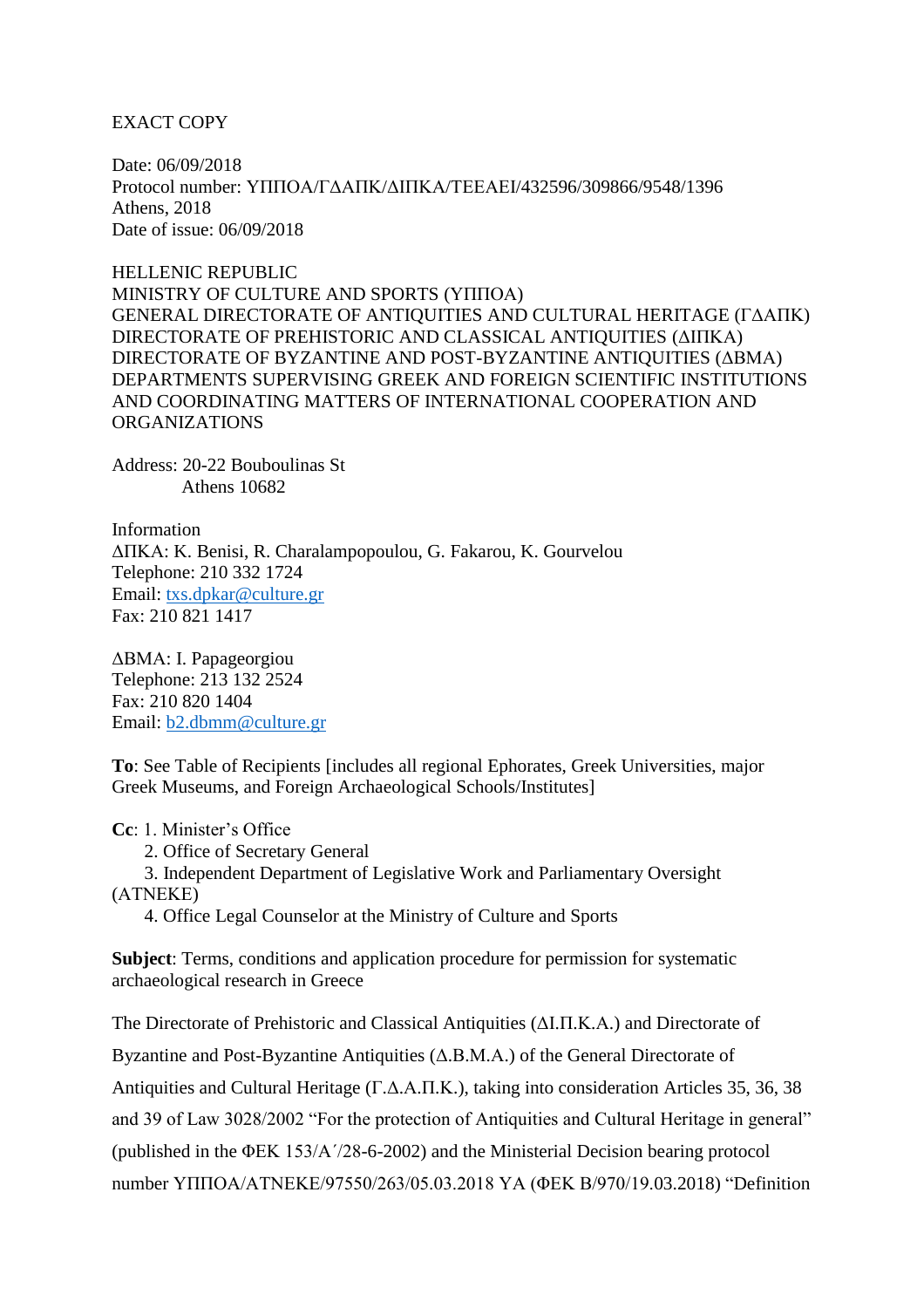EXACT COPY

Date: 06/09/2018
Protocol number: ΥΠΠΟΑ/ΓΔΑΠΚ/ΔΙΠΚΑ/ΤΕΕΑΕΙ/432596/309866/9548/1396
Athens, 2018
Date of issue: 06/09/2018

HELLENIC REPUBLIC
MINISTRY OF CULTURE AND SPORTS (ΥΠΠΟΑ)
GENERAL DIRECTORATE OF ANTIQUITIES AND CULTURAL HERITAGE (ΓΔΑΠΚ)
DIRECTORATE OF PREHISTORIC AND CLASSICAL ANTIQUITIES (ΔΙΠΚΑ)
DIRECTORATE OF BYZANTINE AND POST-BYZANTINE ANTIQUITIES (ΔΒΜΑ)
DEPARTMENTS SUPERVISING GREEK AND FOREIGN SCIENTIFIC INSTITUTIONS AND COORDINATING MATTERS OF INTERNATIONAL COOPERATION AND ORGANIZATIONS

Address: 20-22 Bouboulinas St
Athens 10682

Information
ΔΠΚΑ: K. Benisi, R. Charalampopoulou, G. Fakarou, K. Gourvelou
Telephone: 210 332 1724
Email: txs.dpkar@culture.gr
Fax: 210 821 1417

ΔΒΜΑ: I. Papageorgiou
Telephone: 213 132 2524
Fax: 210 820 1404
Email: b2.dbmm@culture.gr

**To**: See Table of Recipients [includes all regional Ephorates, Greek Universities, major Greek Museums, and Foreign Archaeological Schools/Institutes]

**Cc**: 1. Minister's Office
2. Office of Secretary General
3. Independent Department of Legislative Work and Parliamentary Oversight (ΑΤΝΕΚΕ)
4. Office Legal Counselor at the Ministry of Culture and Sports

**Subject**: Terms, conditions and application procedure for permission for systematic archaeological research in Greece

The Directorate of Prehistoric and Classical Antiquities (Δ.Ι.Π.Κ.Α.) and Directorate of Byzantine and Post-Byzantine Antiquities (Δ.Β.Μ.Α.) of the General Directorate of Antiquities and Cultural Heritage (Γ.Δ.Α.Π.Κ.), taking into consideration Articles 35, 36, 38 and 39 of Law 3028/2002 "For the protection of Antiquities and Cultural Heritage in general" (published in the ΦΕΚ 153/Α΄/28-6-2002) and the Ministerial Decision bearing protocol number ΥΠΠΟΑ/ΑΤΝΕΚΕ/97550/263/05.03.2018 ΥΑ (ΦΕΚ Β/970/19.03.2018) "Definition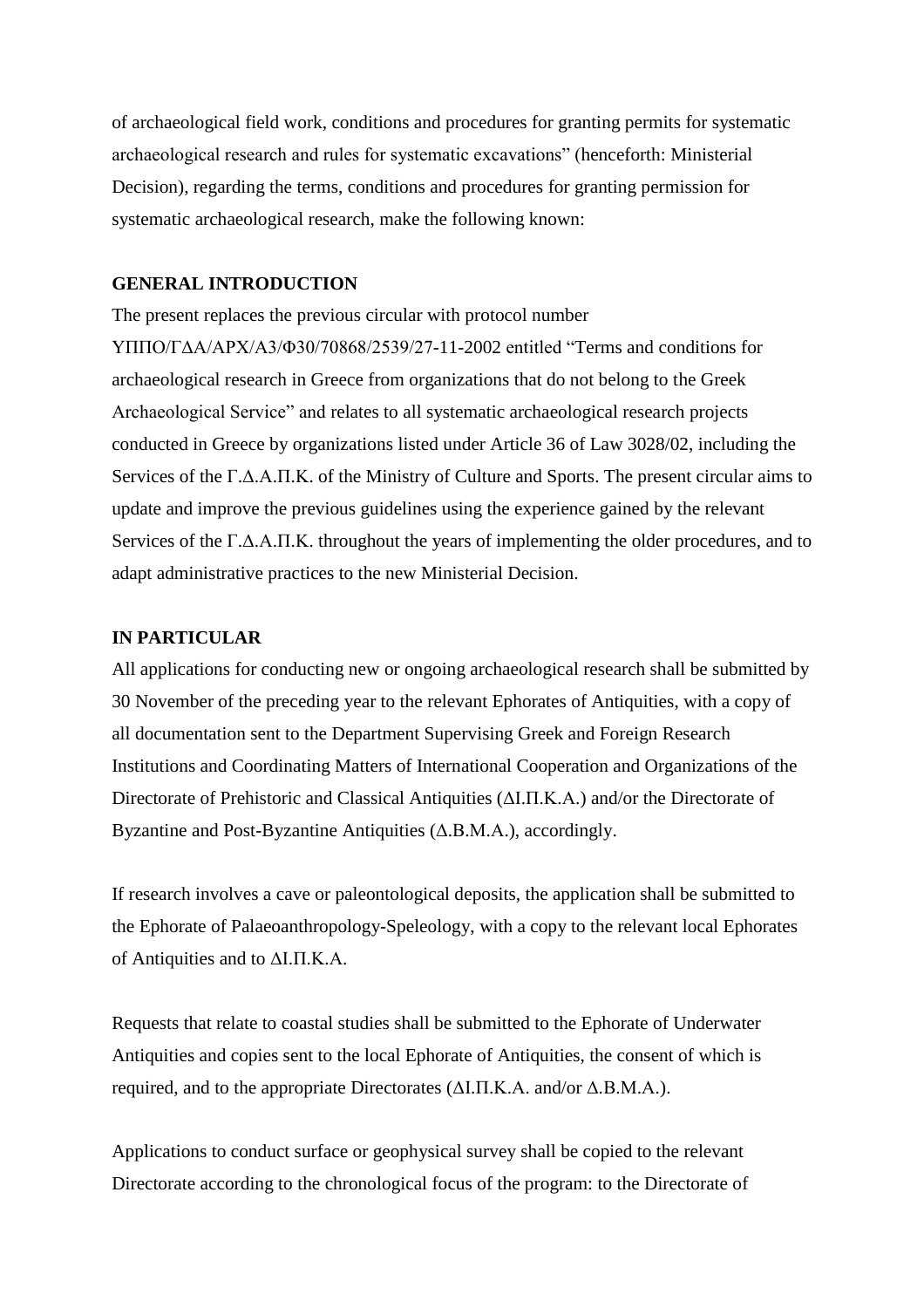of archaeological field work, conditions and procedures for granting permits for systematic archaeological research and rules for systematic excavations" (henceforth: Ministerial Decision), regarding the terms, conditions and procedures for granting permission for systematic archaeological research, make the following known:

**GENERAL INTRODUCTION**

The present replaces the previous circular with protocol number ΥΠΠΟ/ΓΔΑ/ΑΡΧ/Α3/Φ30/70868/2539/27-11-2002 entitled "Terms and conditions for archaeological research in Greece from organizations that do not belong to the Greek Archaeological Service" and relates to all systematic archaeological research projects conducted in Greece by organizations listed under Article 36 of Law 3028/02, including the Services of the Γ.Δ.Α.Π.Κ. of the Ministry of Culture and Sports. The present circular aims to update and improve the previous guidelines using the experience gained by the relevant Services of the Γ.Δ.Α.Π.Κ. throughout the years of implementing the older procedures, and to adapt administrative practices to the new Ministerial Decision.

**IN PARTICULAR**

All applications for conducting new or ongoing archaeological research shall be submitted by 30 November of the preceding year to the relevant Ephorates of Antiquities, with a copy of all documentation sent to the Department Supervising Greek and Foreign Research Institutions and Coordinating Matters of International Cooperation and Organizations of the Directorate of Prehistoric and Classical Antiquities (ΔΙ.Π.Κ.Α.) and/or the Directorate of Byzantine and Post-Byzantine Antiquities (Δ.Β.Μ.Α.), accordingly.

If research involves a cave or paleontological deposits, the application shall be submitted to the Ephorate of Palaeoanthropology-Speleology, with a copy to the relevant local Ephorates of Antiquities and to ΔΙ.Π.Κ.Α.

Requests that relate to coastal studies shall be submitted to the Ephorate of Underwater Antiquities and copies sent to the local Ephorate of Antiquities, the consent of which is required, and to the appropriate Directorates (ΔΙ.Π.Κ.Α. and/or Δ.Β.Μ.Α.).

Applications to conduct surface or geophysical survey shall be copied to the relevant Directorate according to the chronological focus of the program: to the Directorate of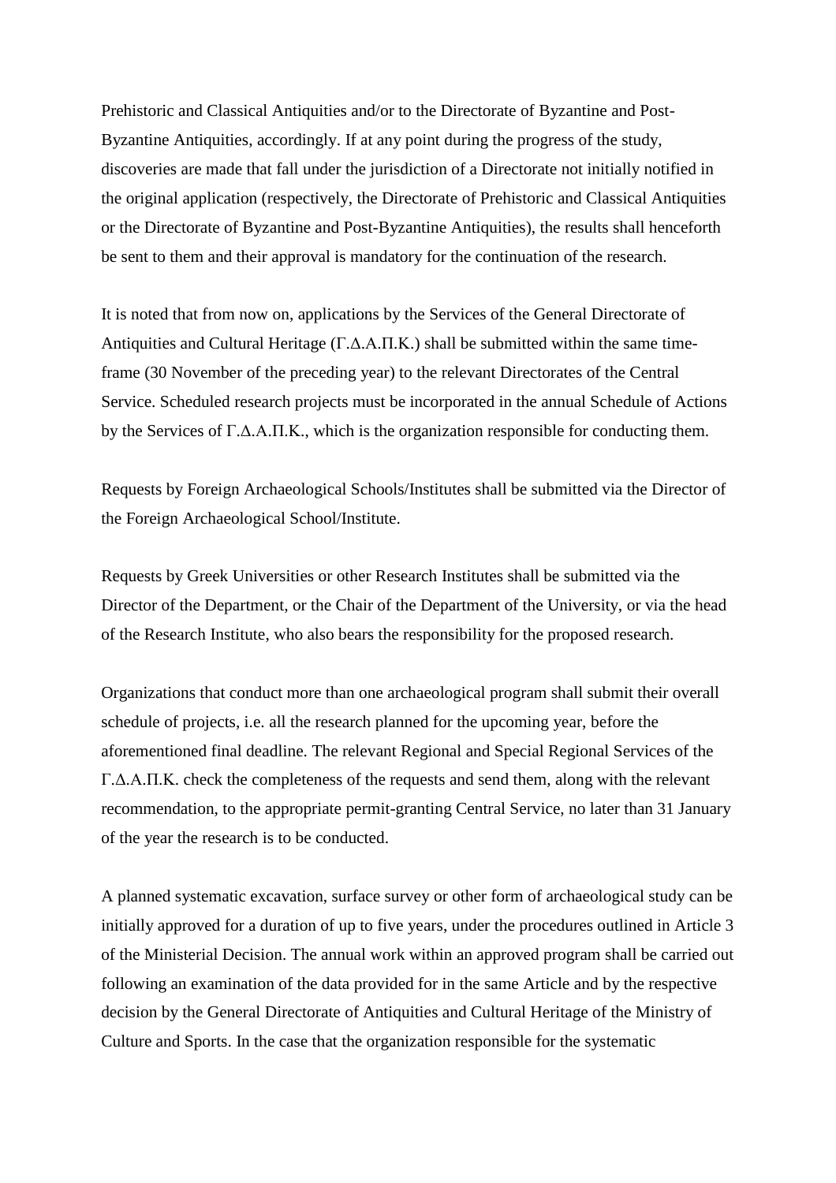Prehistoric and Classical Antiquities and/or to the Directorate of Byzantine and Post-Byzantine Antiquities, accordingly. If at any point during the progress of the study, discoveries are made that fall under the jurisdiction of a Directorate not initially notified in the original application (respectively, the Directorate of Prehistoric and Classical Antiquities or the Directorate of Byzantine and Post-Byzantine Antiquities), the results shall henceforth be sent to them and their approval is mandatory for the continuation of the research.

It is noted that from now on, applications by the Services of the General Directorate of Antiquities and Cultural Heritage (Γ.Δ.Α.Π.Κ.) shall be submitted within the same time-frame (30 November of the preceding year) to the relevant Directorates of the Central Service. Scheduled research projects must be incorporated in the annual Schedule of Actions by the Services of Γ.Δ.Α.Π.Κ., which is the organization responsible for conducting them.

Requests by Foreign Archaeological Schools/Institutes shall be submitted via the Director of the Foreign Archaeological School/Institute.

Requests by Greek Universities or other Research Institutes shall be submitted via the Director of the Department, or the Chair of the Department of the University, or via the head of the Research Institute, who also bears the responsibility for the proposed research.

Organizations that conduct more than one archaeological program shall submit their overall schedule of projects, i.e. all the research planned for the upcoming year, before the aforementioned final deadline. The relevant Regional and Special Regional Services of the Γ.Δ.Α.Π.Κ. check the completeness of the requests and send them, along with the relevant recommendation, to the appropriate permit-granting Central Service, no later than 31 January of the year the research is to be conducted.

A planned systematic excavation, surface survey or other form of archaeological study can be initially approved for a duration of up to five years, under the procedures outlined in Article 3 of the Ministerial Decision. The annual work within an approved program shall be carried out following an examination of the data provided for in the same Article and by the respective decision by the General Directorate of Antiquities and Cultural Heritage of the Ministry of Culture and Sports. In the case that the organization responsible for the systematic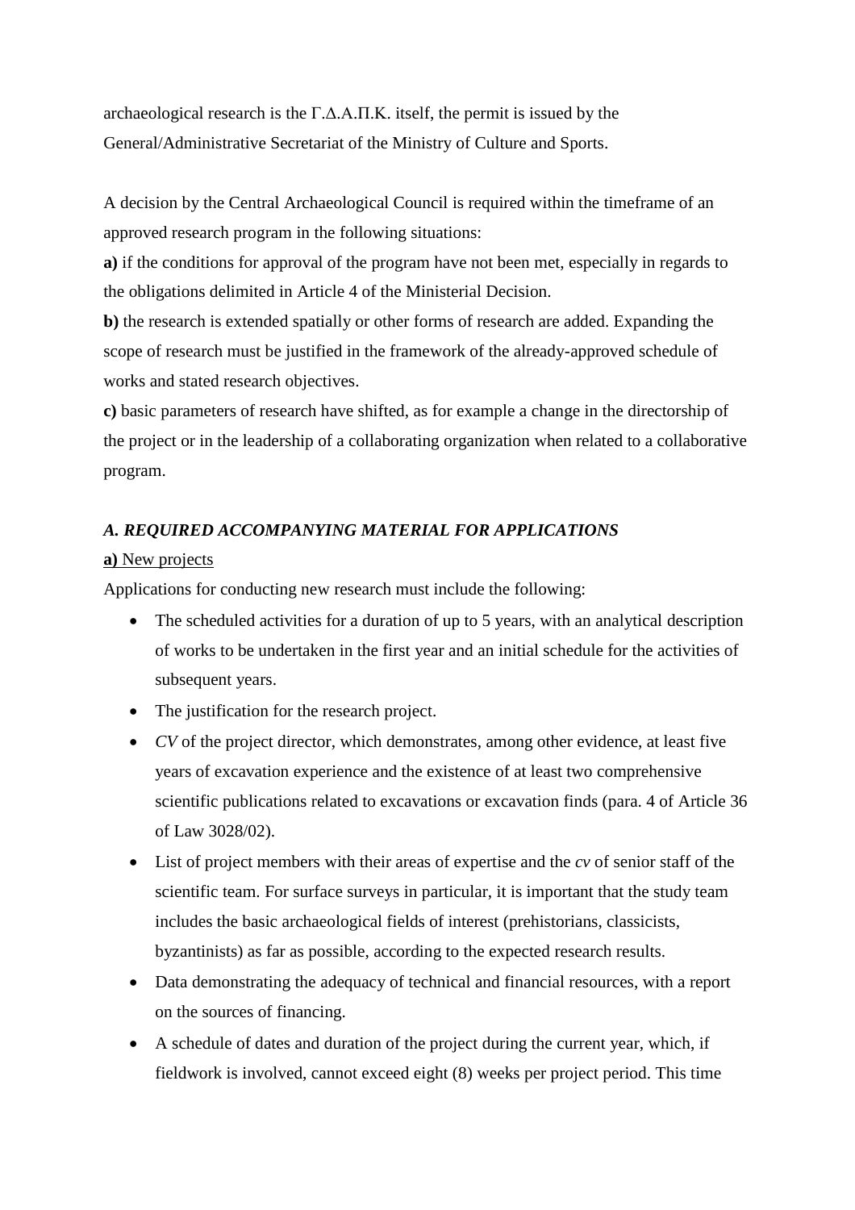archaeological research is the Γ.Δ.Α.Π.Κ. itself, the permit is issued by the General/Administrative Secretariat of the Ministry of Culture and Sports.

A decision by the Central Archaeological Council is required within the timeframe of an approved research program in the following situations:

**a)** if the conditions for approval of the program have not been met, especially in regards to the obligations delimited in Article 4 of the Ministerial Decision.

**b)** the research is extended spatially or other forms of research are added. Expanding the scope of research must be justified in the framework of the already-approved schedule of works and stated research objectives.

**c)** basic parameters of research have shifted, as for example a change in the directorship of the project or in the leadership of a collaborating organization when related to a collaborative program.

### *A. REQUIRED ACCOMPANYING MATERIAL FOR APPLICATIONS*

**a)** <u>New projects</u>

Applications for conducting new research must include the following:

- The scheduled activities for a duration of up to 5 years, with an analytical description of works to be undertaken in the first year and an initial schedule for the activities of subsequent years.
- The justification for the research project.
- *CV* of the project director, which demonstrates, among other evidence, at least five years of excavation experience and the existence of at least two comprehensive scientific publications related to excavations or excavation finds (para. 4 of Article 36 of Law 3028/02).
- List of project members with their areas of expertise and the *cv* of senior staff of the scientific team. For surface surveys in particular, it is important that the study team includes the basic archaeological fields of interest (prehistorians, classicists, byzantinists) as far as possible, according to the expected research results.
- Data demonstrating the adequacy of technical and financial resources, with a report on the sources of financing.
- A schedule of dates and duration of the project during the current year, which, if fieldwork is involved, cannot exceed eight (8) weeks per project period. This time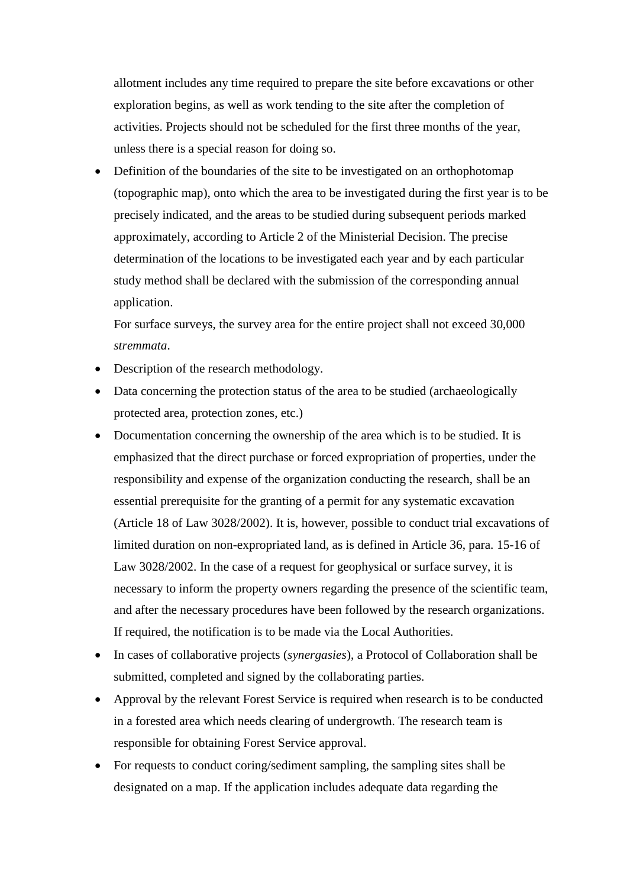allotment includes any time required to prepare the site before excavations or other exploration begins, as well as work tending to the site after the completion of activities. Projects should not be scheduled for the first three months of the year, unless there is a special reason for doing so.

- Definition of the boundaries of the site to be investigated on an orthophotomap (topographic map), onto which the area to be investigated during the first year is to be precisely indicated, and the areas to be studied during subsequent periods marked approximately, according to Article 2 of the Ministerial Decision. The precise determination of the locations to be investigated each year and by each particular study method shall be declared with the submission of the corresponding annual application.

  For surface surveys, the survey area for the entire project shall not exceed 30,000 *stremmata*.
- Description of the research methodology.
- Data concerning the protection status of the area to be studied (archaeologically protected area, protection zones, etc.)
- Documentation concerning the ownership of the area which is to be studied. It is emphasized that the direct purchase or forced expropriation of properties, under the responsibility and expense of the organization conducting the research, shall be an essential prerequisite for the granting of a permit for any systematic excavation (Article 18 of Law 3028/2002). It is, however, possible to conduct trial excavations of limited duration on non-expropriated land, as is defined in Article 36, para. 15-16 of Law 3028/2002. In the case of a request for geophysical or surface survey, it is necessary to inform the property owners regarding the presence of the scientific team, and after the necessary procedures have been followed by the research organizations. If required, the notification is to be made via the Local Authorities.
- In cases of collaborative projects (*synergasies*), a Protocol of Collaboration shall be submitted, completed and signed by the collaborating parties.
- Approval by the relevant Forest Service is required when research is to be conducted in a forested area which needs clearing of undergrowth. The research team is responsible for obtaining Forest Service approval.
- For requests to conduct coring/sediment sampling, the sampling sites shall be designated on a map. If the application includes adequate data regarding the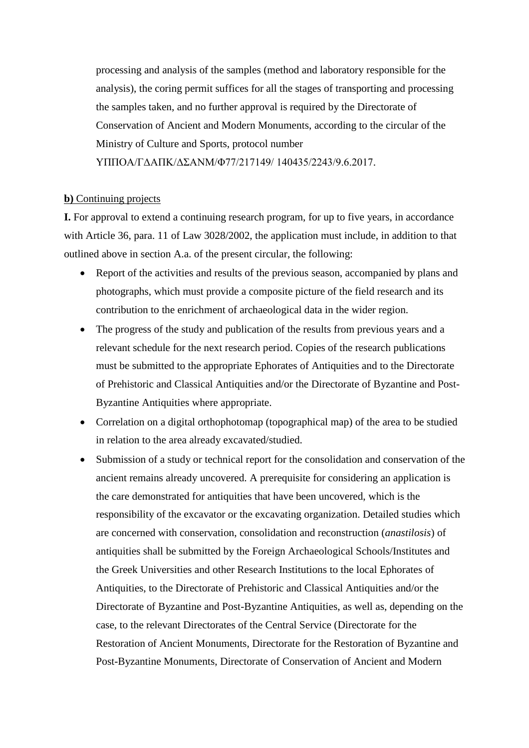processing and analysis of the samples (method and laboratory responsible for the analysis), the coring permit suffices for all the stages of transporting and processing the samples taken, and no further approval is required by the Directorate of Conservation of Ancient and Modern Monuments, according to the circular of the Ministry of Culture and Sports, protocol number ΥΠΠΟΑ/ΓΔΑΠΚ/ΔΣΑΝΜ/Φ77/217149/ 140435/2243/9.6.2017.

**b)** Continuing projects

**I.** For approval to extend a continuing research program, for up to five years, in accordance with Article 36, para. 11 of Law 3028/2002, the application must include, in addition to that outlined above in section A.a. of the present circular, the following:

- Report of the activities and results of the previous season, accompanied by plans and photographs, which must provide a composite picture of the field research and its contribution to the enrichment of archaeological data in the wider region.
- The progress of the study and publication of the results from previous years and a relevant schedule for the next research period. Copies of the research publications must be submitted to the appropriate Ephorates of Antiquities and to the Directorate of Prehistoric and Classical Antiquities and/or the Directorate of Byzantine and Post-Byzantine Antiquities where appropriate.
- Correlation on a digital orthophotomap (topographical map) of the area to be studied in relation to the area already excavated/studied.
- Submission of a study or technical report for the consolidation and conservation of the ancient remains already uncovered. A prerequisite for considering an application is the care demonstrated for antiquities that have been uncovered, which is the responsibility of the excavator or the excavating organization. Detailed studies which are concerned with conservation, consolidation and reconstruction (*anastilosis*) of antiquities shall be submitted by the Foreign Archaeological Schools/Institutes and the Greek Universities and other Research Institutions to the local Ephorates of Antiquities, to the Directorate of Prehistoric and Classical Antiquities and/or the Directorate of Byzantine and Post-Byzantine Antiquities, as well as, depending on the case, to the relevant Directorates of the Central Service (Directorate for the Restoration of Ancient Monuments, Directorate for the Restoration of Byzantine and Post-Byzantine Monuments, Directorate of Conservation of Ancient and Modern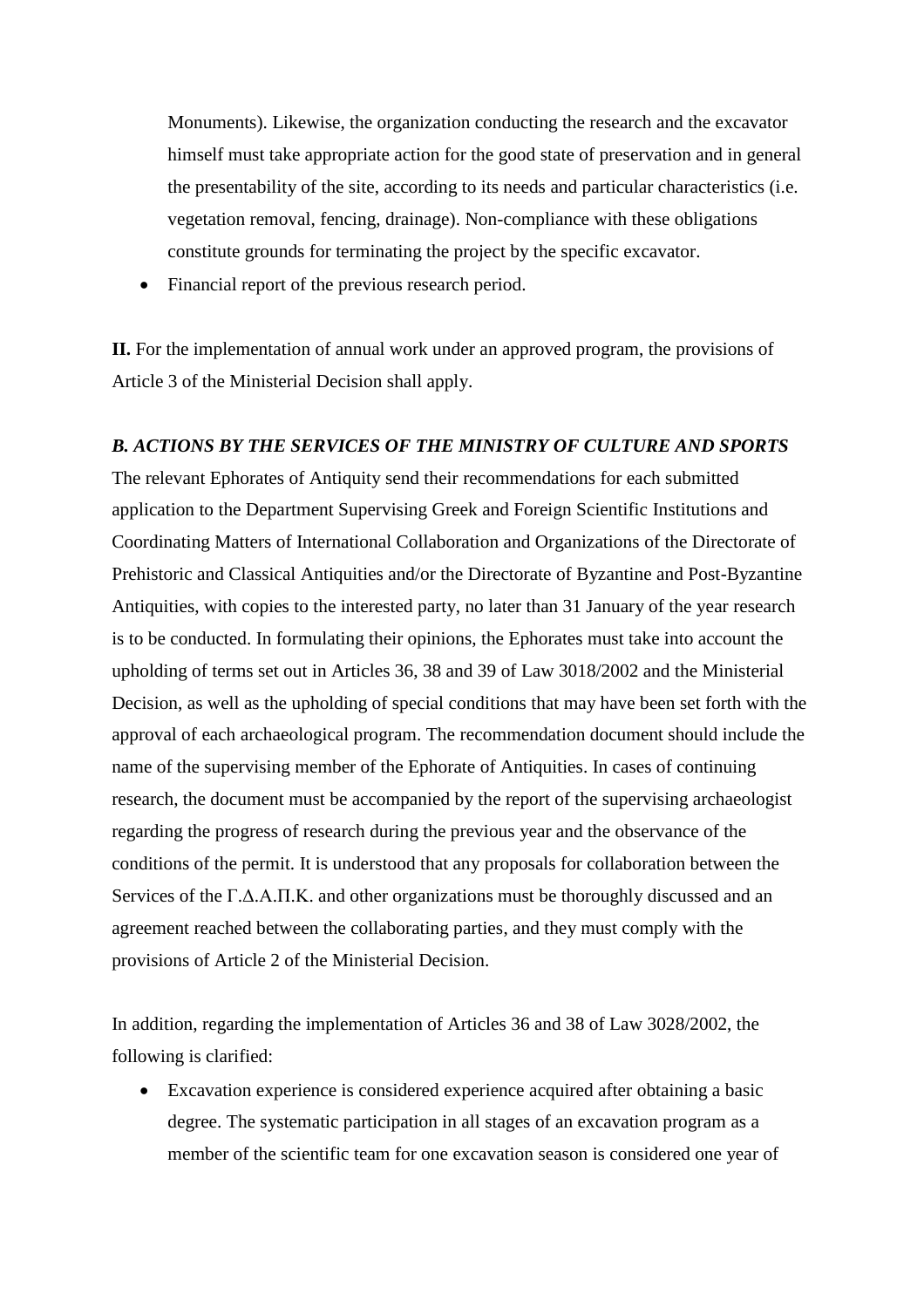Monuments). Likewise, the organization conducting the research and the excavator himself must take appropriate action for the good state of preservation and in general the presentability of the site, according to its needs and particular characteristics (i.e. vegetation removal, fencing, drainage). Non-compliance with these obligations constitute grounds for terminating the project by the specific excavator.

- Financial report of the previous research period.

**II.** For the implementation of annual work under an approved program, the provisions of Article 3 of the Ministerial Decision shall apply.

***B. ACTIONS BY THE SERVICES OF THE MINISTRY OF CULTURE AND SPORTS***

The relevant Ephorates of Antiquity send their recommendations for each submitted application to the Department Supervising Greek and Foreign Scientific Institutions and Coordinating Matters of International Collaboration and Organizations of the Directorate of Prehistoric and Classical Antiquities and/or the Directorate of Byzantine and Post-Byzantine Antiquities, with copies to the interested party, no later than 31 January of the year research is to be conducted. In formulating their opinions, the Ephorates must take into account the upholding of terms set out in Articles 36, 38 and 39 of Law 3018/2002 and the Ministerial Decision, as well as the upholding of special conditions that may have been set forth with the approval of each archaeological program. The recommendation document should include the name of the supervising member of the Ephorate of Antiquities. In cases of continuing research, the document must be accompanied by the report of the supervising archaeologist regarding the progress of research during the previous year and the observance of the conditions of the permit. It is understood that any proposals for collaboration between the Services of the Γ.Δ.Α.Π.Κ. and other organizations must be thoroughly discussed and an agreement reached between the collaborating parties, and they must comply with the provisions of Article 2 of the Ministerial Decision.

In addition, regarding the implementation of Articles 36 and 38 of Law 3028/2002, the following is clarified:

- Excavation experience is considered experience acquired after obtaining a basic degree. The systematic participation in all stages of an excavation program as a member of the scientific team for one excavation season is considered one year of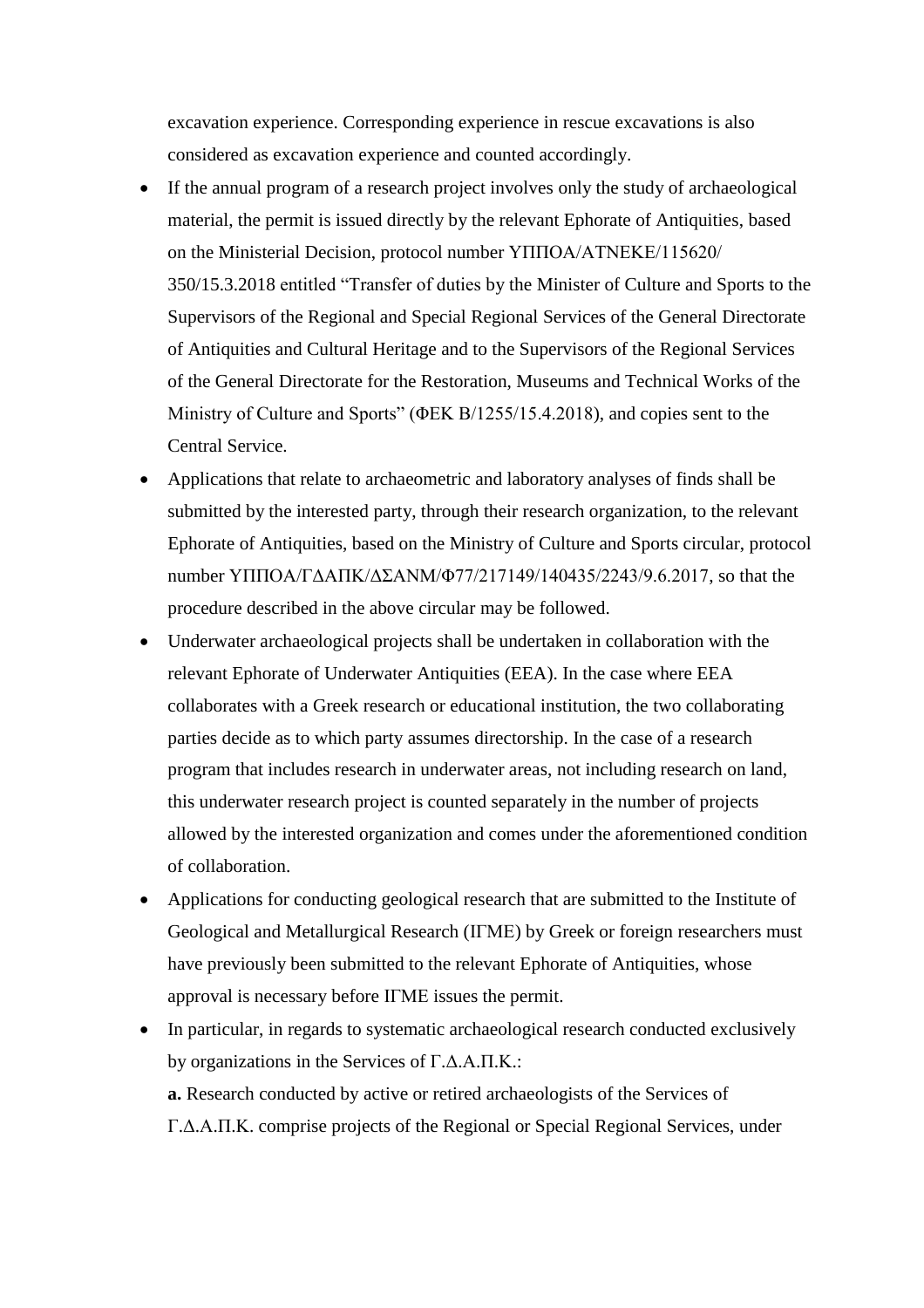excavation experience. Corresponding experience in rescue excavations is also considered as excavation experience and counted accordingly.

- If the annual program of a research project involves only the study of archaeological material, the permit is issued directly by the relevant Ephorate of Antiquities, based on the Ministerial Decision, protocol number ΥΠΠΟΑ/ΑΤΝΕΚΕ/115620/ 350/15.3.2018 entitled "Transfer of duties by the Minister of Culture and Sports to the Supervisors of the Regional and Special Regional Services of the General Directorate of Antiquities and Cultural Heritage and to the Supervisors of the Regional Services of the General Directorate for the Restoration, Museums and Technical Works of the Ministry of Culture and Sports" (ΦΕΚ Β/1255/15.4.2018), and copies sent to the Central Service.
- Applications that relate to archaeometric and laboratory analyses of finds shall be submitted by the interested party, through their research organization, to the relevant Ephorate of Antiquities, based on the Ministry of Culture and Sports circular, protocol number ΥΠΠΟΑ/ΓΔΑΠΚ/ΔΣΑΝΜ/Φ77/217149/140435/2243/9.6.2017, so that the procedure described in the above circular may be followed.
- Underwater archaeological projects shall be undertaken in collaboration with the relevant Ephorate of Underwater Antiquities (EEA). In the case where EEA collaborates with a Greek research or educational institution, the two collaborating parties decide as to which party assumes directorship. In the case of a research program that includes research in underwater areas, not including research on land, this underwater research project is counted separately in the number of projects allowed by the interested organization and comes under the aforementioned condition of collaboration.
- Applications for conducting geological research that are submitted to the Institute of Geological and Metallurgical Research (ΙΓΜΕ) by Greek or foreign researchers must have previously been submitted to the relevant Ephorate of Antiquities, whose approval is necessary before ΙΓΜΕ issues the permit.
- In particular, in regards to systematic archaeological research conducted exclusively by organizations in the Services of Γ.Δ.Α.Π.Κ.:

  **a.** Research conducted by active or retired archaeologists of the Services of Γ.Δ.Α.Π.Κ. comprise projects of the Regional or Special Regional Services, under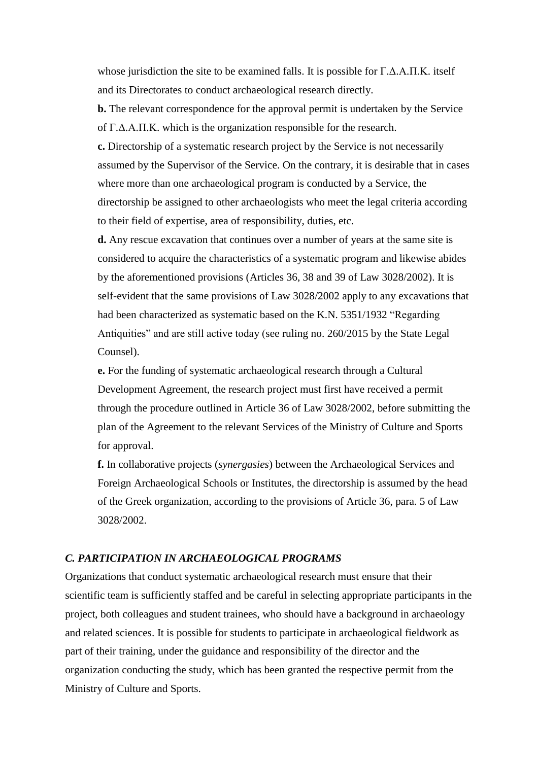whose jurisdiction the site to be examined falls. It is possible for Γ.Δ.Α.Π.Κ. itself and its Directorates to conduct archaeological research directly.

**b.** The relevant correspondence for the approval permit is undertaken by the Service of Γ.Δ.Α.Π.Κ. which is the organization responsible for the research.

**c.** Directorship of a systematic research project by the Service is not necessarily assumed by the Supervisor of the Service. On the contrary, it is desirable that in cases where more than one archaeological program is conducted by a Service, the directorship be assigned to other archaeologists who meet the legal criteria according to their field of expertise, area of responsibility, duties, etc.

**d.** Any rescue excavation that continues over a number of years at the same site is considered to acquire the characteristics of a systematic program and likewise abides by the aforementioned provisions (Articles 36, 38 and 39 of Law 3028/2002). It is self-evident that the same provisions of Law 3028/2002 apply to any excavations that had been characterized as systematic based on the K.N. 5351/1932 "Regarding Antiquities" and are still active today (see ruling no. 260/2015 by the State Legal Counsel).

**e.** For the funding of systematic archaeological research through a Cultural Development Agreement, the research project must first have received a permit through the procedure outlined in Article 36 of Law 3028/2002, before submitting the plan of the Agreement to the relevant Services of the Ministry of Culture and Sports for approval.

**f.** In collaborative projects (*synergasies*) between the Archaeological Services and Foreign Archaeological Schools or Institutes, the directorship is assumed by the head of the Greek organization, according to the provisions of Article 36, para. 5 of Law 3028/2002.

### *C. PARTICIPATION IN ARCHAEOLOGICAL PROGRAMS*

Organizations that conduct systematic archaeological research must ensure that their scientific team is sufficiently staffed and be careful in selecting appropriate participants in the project, both colleagues and student trainees, who should have a background in archaeology and related sciences. It is possible for students to participate in archaeological fieldwork as part of their training, under the guidance and responsibility of the director and the organization conducting the study, which has been granted the respective permit from the Ministry of Culture and Sports.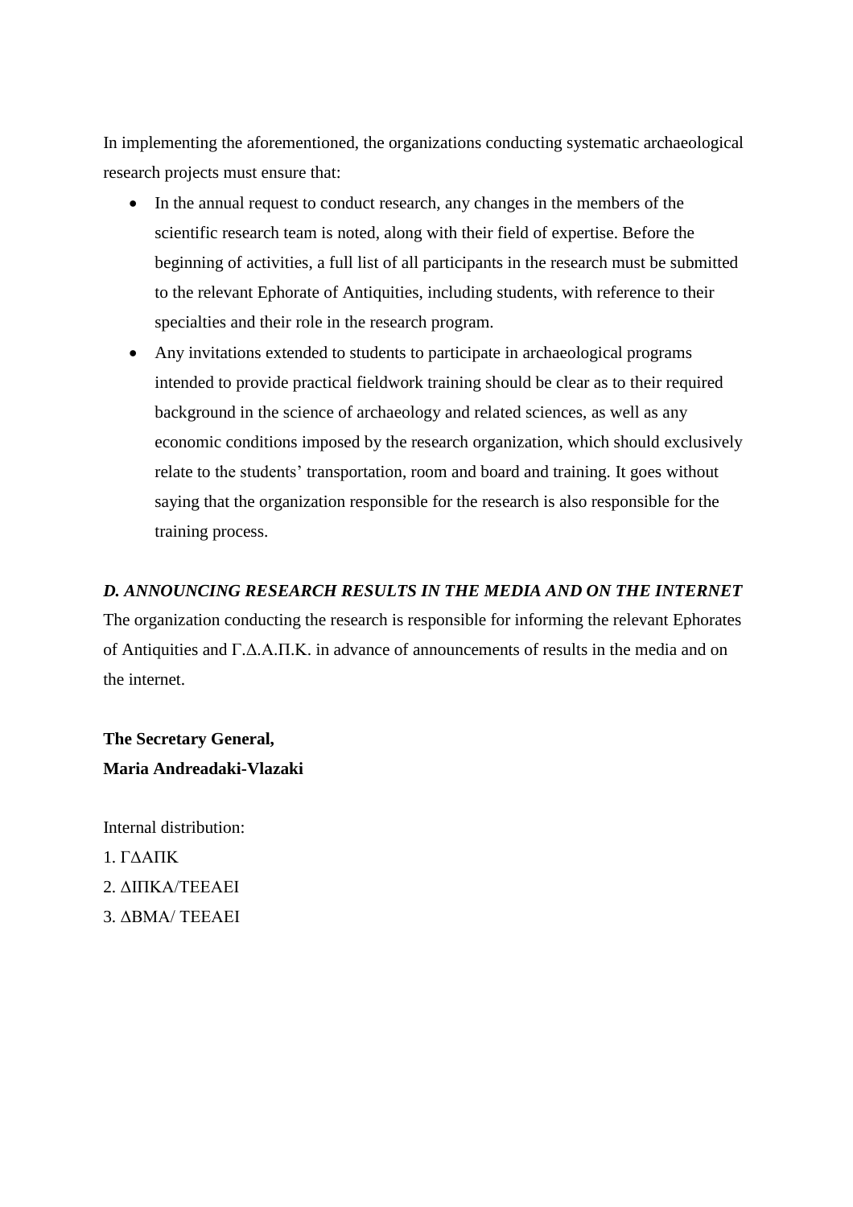In implementing the aforementioned, the organizations conducting systematic archaeological research projects must ensure that:

- In the annual request to conduct research, any changes in the members of the scientific research team is noted, along with their field of expertise. Before the beginning of activities, a full list of all participants in the research must be submitted to the relevant Ephorate of Antiquities, including students, with reference to their specialties and their role in the research program.
- Any invitations extended to students to participate in archaeological programs intended to provide practical fieldwork training should be clear as to their required background in the science of archaeology and related sciences, as well as any economic conditions imposed by the research organization, which should exclusively relate to the students' transportation, room and board and training. It goes without saying that the organization responsible for the research is also responsible for the training process.

***D. ANNOUNCING RESEARCH RESULTS IN THE MEDIA AND ON THE INTERNET***

The organization conducting the research is responsible for informing the relevant Ephorates of Antiquities and Γ.Δ.Α.Π.Κ. in advance of announcements of results in the media and on the internet.

**The Secretary General,**
**Maria Andreadaki-Vlazaki**

Internal distribution:
1. ΓΔΑΠΚ
2. ΔΙΠΚΑ/ΤΕΕΑΕΙ
3. ΔΒΜΑ/ ΤΕΕΑΕΙ